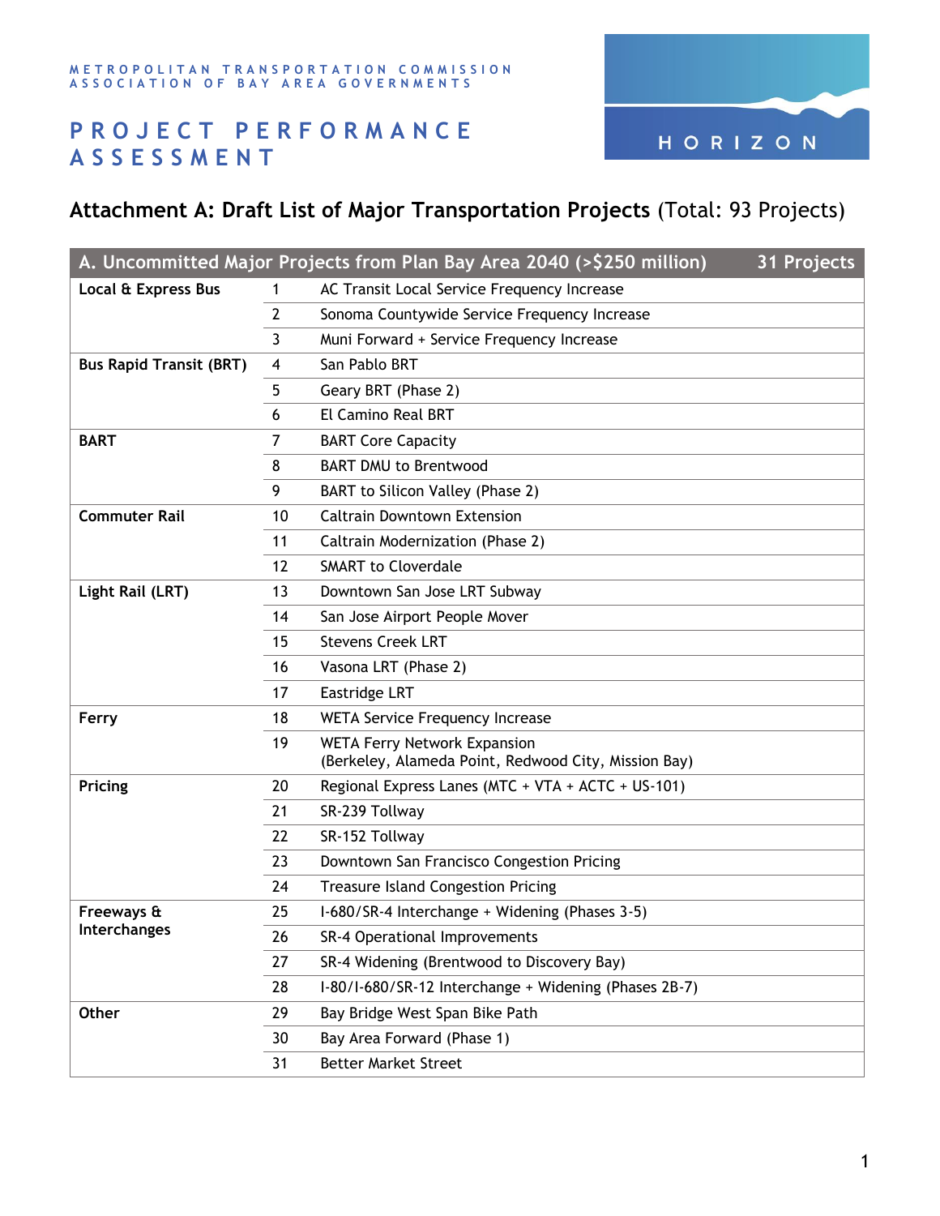METROPOLITAN TRANSPORTATION COMMISSION
ASSOCIATION OF BAY AREA GOVERNMENTS

# PROJECT PERFORMANCE ASSESSMENT

HORIZON

## Attachment A: Draft List of Major Transportation Projects (Total: 93 Projects)

| A. Uncommitted Major Projects from Plan Bay Area 2040 (>$250 million) | | 31 Projects |
|---|---|---|
| **Local & Express Bus** | 1 | AC Transit Local Service Frequency Increase |
| | 2 | Sonoma Countywide Service Frequency Increase |
| | 3 | Muni Forward + Service Frequency Increase |
| **Bus Rapid Transit (BRT)** | 4 | San Pablo BRT |
| | 5 | Geary BRT (Phase 2) |
| | 6 | El Camino Real BRT |
| **BART** | 7 | BART Core Capacity |
| | 8 | BART DMU to Brentwood |
| | 9 | BART to Silicon Valley (Phase 2) |
| **Commuter Rail** | 10 | Caltrain Downtown Extension |
| | 11 | Caltrain Modernization (Phase 2) |
| | 12 | SMART to Cloverdale |
| **Light Rail (LRT)** | 13 | Downtown San Jose LRT Subway |
| | 14 | San Jose Airport People Mover |
| | 15 | Stevens Creek LRT |
| | 16 | Vasona LRT (Phase 2) |
| | 17 | Eastridge LRT |
| **Ferry** | 18 | WETA Service Frequency Increase |
| | 19 | WETA Ferry Network Expansion (Berkeley, Alameda Point, Redwood City, Mission Bay) |
| **Pricing** | 20 | Regional Express Lanes (MTC + VTA + ACTC + US-101) |
| | 21 | SR-239 Tollway |
| | 22 | SR-152 Tollway |
| | 23 | Downtown San Francisco Congestion Pricing |
| | 24 | Treasure Island Congestion Pricing |
| **Freeways & Interchanges** | 25 | I-680/SR-4 Interchange + Widening (Phases 3-5) |
| | 26 | SR-4 Operational Improvements |
| | 27 | SR-4 Widening (Brentwood to Discovery Bay) |
| | 28 | I-80/I-680/SR-12 Interchange + Widening (Phases 2B-7) |
| **Other** | 29 | Bay Bridge West Span Bike Path |
| | 30 | Bay Area Forward (Phase 1) |
| | 31 | Better Market Street |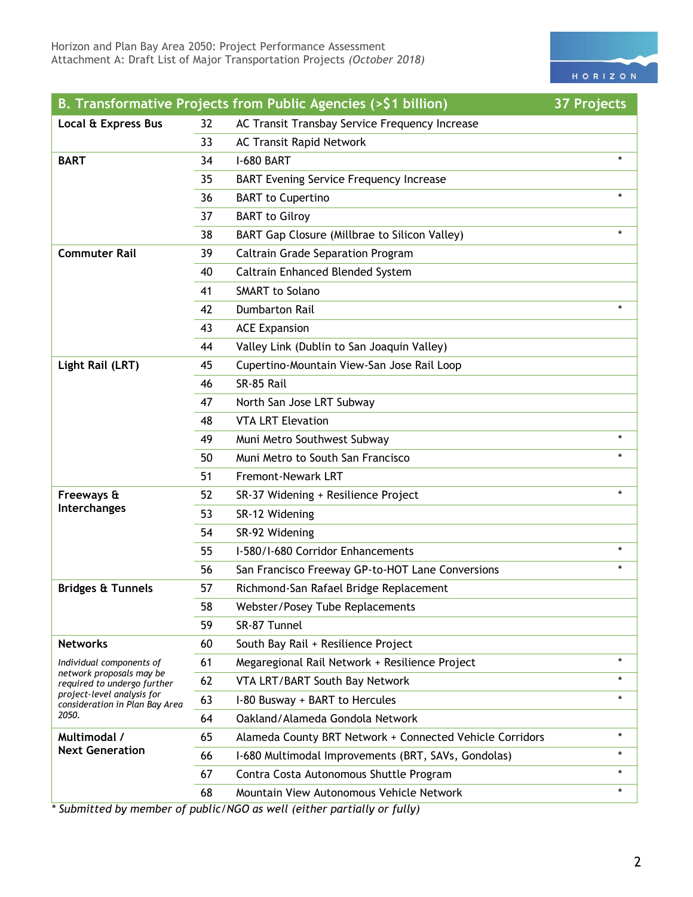| B. Transformative Projects from Public Agencies (>$1 billion) | | | 37 Projects |
|---|---|---|---|
| **Local & Express Bus** | 32 | AC Transit Transbay Service Frequency Increase | |
| | 33 | AC Transit Rapid Network | |
| **BART** | 34 | I-680 BART | * |
| | 35 | BART Evening Service Frequency Increase | |
| | 36 | BART to Cupertino | * |
| | 37 | BART to Gilroy | |
| | 38 | BART Gap Closure (Millbrae to Silicon Valley) | * |
| **Commuter Rail** | 39 | Caltrain Grade Separation Program | |
| | 40 | Caltrain Enhanced Blended System | |
| | 41 | SMART to Solano | |
| | 42 | Dumbarton Rail | * |
| | 43 | ACE Expansion | |
| | 44 | Valley Link (Dublin to San Joaquin Valley) | |
| **Light Rail (LRT)** | 45 | Cupertino-Mountain View-San Jose Rail Loop | |
| | 46 | SR-85 Rail | |
| | 47 | North San Jose LRT Subway | |
| | 48 | VTA LRT Elevation | |
| | 49 | Muni Metro Southwest Subway | * |
| | 50 | Muni Metro to South San Francisco | * |
| | 51 | Fremont-Newark LRT | |
| **Freeways & Interchanges** | 52 | SR-37 Widening + Resilience Project | * |
| | 53 | SR-12 Widening | |
| | 54 | SR-92 Widening | |
| | 55 | I-580/I-680 Corridor Enhancements | * |
| | 56 | San Francisco Freeway GP-to-HOT Lane Conversions | * |
| **Bridges & Tunnels** | 57 | Richmond-San Rafael Bridge Replacement | |
| | 58 | Webster/Posey Tube Replacements | |
| | 59 | SR-87 Tunnel | |
| **Networks** | 60 | South Bay Rail + Resilience Project | |
| *Individual components of network proposals may be required to undergo further project-level analysis for consideration in Plan Bay Area 2050.* | 61 | Megaregional Rail Network + Resilience Project | * |
| | 62 | VTA LRT/BART South Bay Network | * |
| | 63 | I-80 Busway + BART to Hercules | * |
| | 64 | Oakland/Alameda Gondola Network | |
| **Multimodal / Next Generation** | 65 | Alameda County BRT Network + Connected Vehicle Corridors | * |
| | 66 | I-680 Multimodal Improvements (BRT, SAVs, Gondolas) | * |
| | 67 | Contra Costa Autonomous Shuttle Program | * |
| | 68 | Mountain View Autonomous Vehicle Network | * |

*\* Submitted by member of public/NGO as well (either partially or fully)*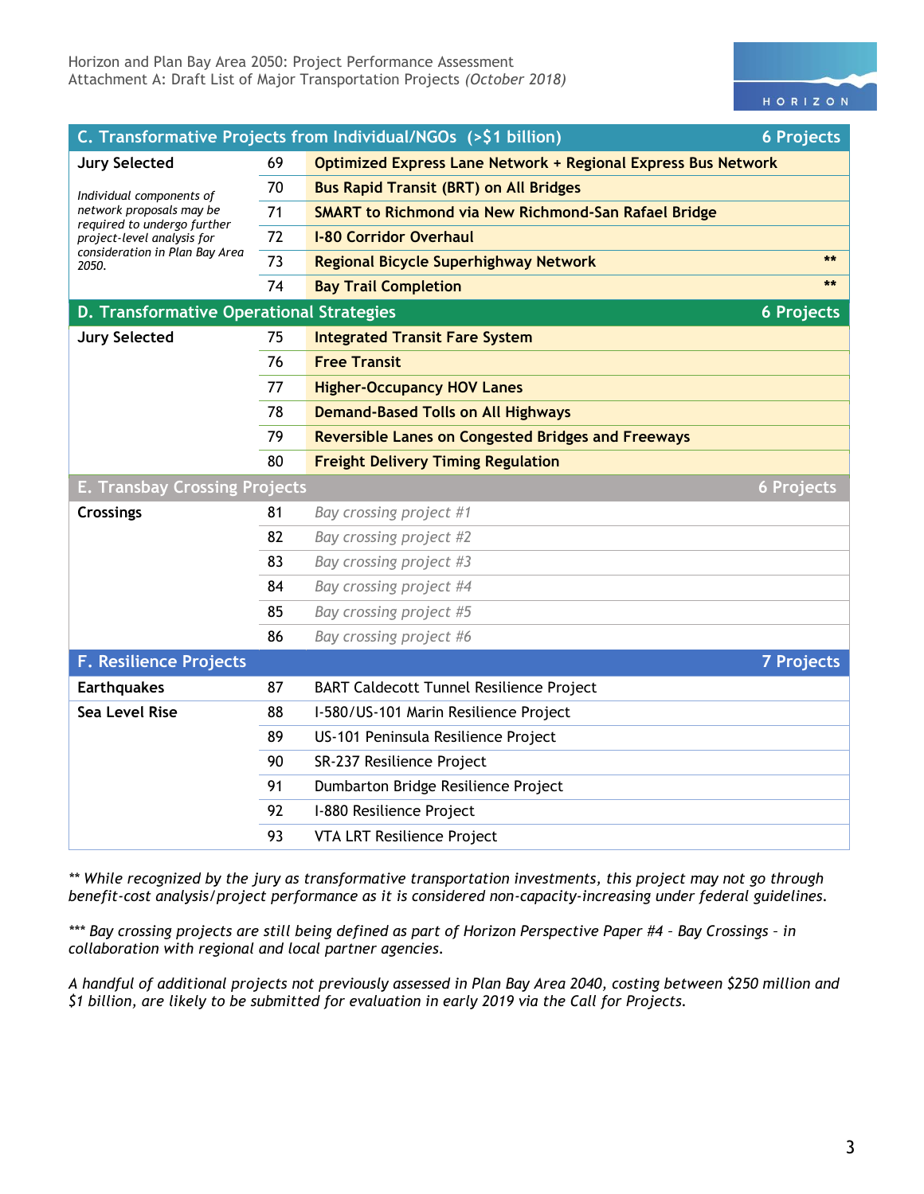Horizon and Plan Bay Area 2050: Project Performance Assessment
Attachment A: Draft List of Major Transportation Projects *(October 2018)*

| | | | |
|---|---|---|---|
| **C. Transformative Projects from Individual/NGOs (>$1 billion)** | | | **6 Projects** |
| **Jury Selected** | 69 | **Optimized Express Lane Network + Regional Express Bus Network** | |
| *Individual components of network proposals may be required to undergo further project-level analysis for consideration in Plan Bay Area 2050.* | 70 | **Bus Rapid Transit (BRT) on All Bridges** | |
| | 71 | **SMART to Richmond via New Richmond-San Rafael Bridge** | |
| | 72 | **I-80 Corridor Overhaul** | |
| | 73 | **Regional Bicycle Superhighway Network** | ** |
| | 74 | **Bay Trail Completion** | ** |
| **D. Transformative Operational Strategies** | | | **6 Projects** |
| **Jury Selected** | 75 | **Integrated Transit Fare System** | |
| | 76 | **Free Transit** | |
| | 77 | **Higher-Occupancy HOV Lanes** | |
| | 78 | **Demand-Based Tolls on All Highways** | |
| | 79 | **Reversible Lanes on Congested Bridges and Freeways** | |
| | 80 | **Freight Delivery Timing Regulation** | |
| **E. Transbay Crossing Projects** | | | **6 Projects** |
| **Crossings** | 81 | *Bay crossing project #1* | |
| | 82 | *Bay crossing project #2* | |
| | 83 | *Bay crossing project #3* | |
| | 84 | *Bay crossing project #4* | |
| | 85 | *Bay crossing project #5* | |
| | 86 | *Bay crossing project #6* | |
| **F. Resilience Projects** | | | **7 Projects** |
| **Earthquakes** | 87 | BART Caldecott Tunnel Resilience Project | |
| **Sea Level Rise** | 88 | I-580/US-101 Marin Resilience Project | |
| | 89 | US-101 Peninsula Resilience Project | |
| | 90 | SR-237 Resilience Project | |
| | 91 | Dumbarton Bridge Resilience Project | |
| | 92 | I-880 Resilience Project | |
| | 93 | VTA LRT Resilience Project | |

*** While recognized by the jury as transformative transportation investments, this project may not go through benefit-cost analysis/project performance as it is considered non-capacity-increasing under federal guidelines.*

**** Bay crossing projects are still being defined as part of Horizon Perspective Paper #4 – Bay Crossings – in collaboration with regional and local partner agencies.*

*A handful of additional projects not previously assessed in Plan Bay Area 2040, costing between $250 million and $1 billion, are likely to be submitted for evaluation in early 2019 via the Call for Projects.*